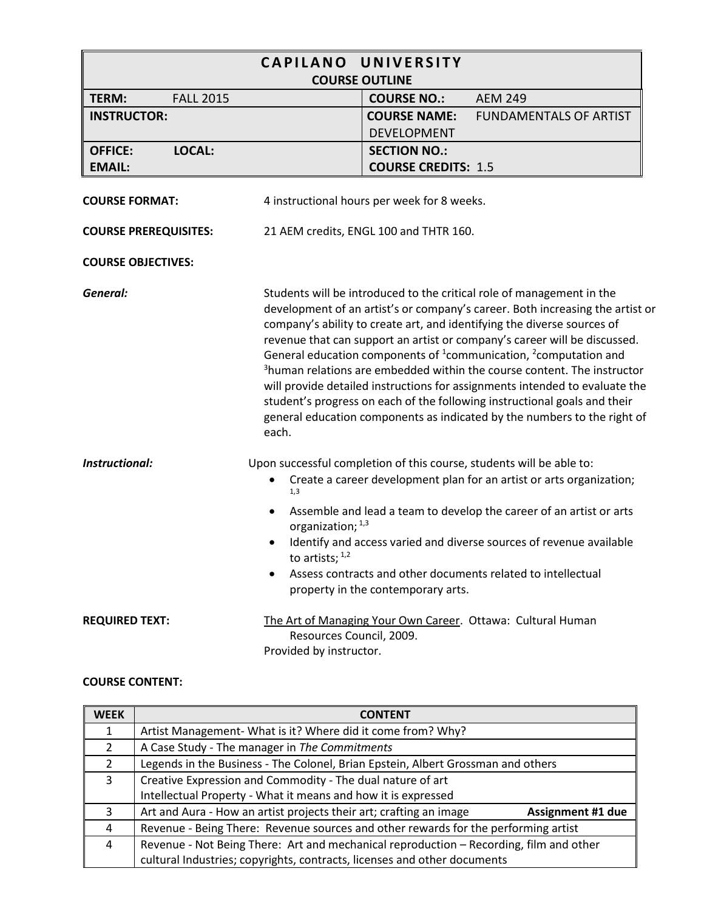# CAPILANO UNIVERSITY
## COURSE OUTLINE

| | |
|---|---|
| **TERM:** FALL 2015 | **COURSE NO.:** AEM 249 |
| **INSTRUCTOR:** | **COURSE NAME:** FUNDAMENTALS OF ARTIST DEVELOPMENT |
| **OFFICE:** **LOCAL:** **EMAIL:** | **SECTION NO.:** **COURSE CREDITS:** 1.5 |

**COURSE FORMAT:** 4 instructional hours per week for 8 weeks.

**COURSE PREREQUISITES:** 21 AEM credits, ENGL 100 and THTR 160.

**COURSE OBJECTIVES:**

***General:*** Students will be introduced to the critical role of management in the development of an artist's or company's career. Both increasing the artist or company's ability to create art, and identifying the diverse sources of revenue that can support an artist or company's career will be discussed. General education components of [1]communication, [2]computation and [3]human relations are embedded within the course content. The instructor will provide detailed instructions for assignments intended to evaluate the student's progress on each of the following instructional goals and their general education components as indicated by the numbers to the right of each.

***Instructional:*** Upon successful completion of this course, students will be able to:

- Create a career development plan for an artist or arts organization; [1,3]
- Assemble and lead a team to develop the career of an artist or arts organization; [1,3]
- Identify and access varied and diverse sources of revenue available to artists; [1,2]
- Assess contracts and other documents related to intellectual property in the contemporary arts.

**REQUIRED TEXT:** The Art of Managing Your Own Career. Ottawa: Cultural Human Resources Council, 2009.
Provided by instructor.

**COURSE CONTENT:**

| WEEK | CONTENT |
|---|---|
| 1 | Artist Management- What is it? Where did it come from? Why? |
| 2 | A Case Study - The manager in *The Commitments* |
| 2 | Legends in the Business - The Colonel, Brian Epstein, Albert Grossman and others |
| 3 | Creative Expression and Commodity - The dual nature of art<br>Intellectual Property - What it means and how it is expressed |
| 3 | Art and Aura - How an artist projects their art; crafting an image **Assignment #1 due** |
| 4 | Revenue - Being There: Revenue sources and other rewards for the performing artist |
| 4 | Revenue - Not Being There: Art and mechanical reproduction – Recording, film and other cultural Industries; copyrights, contracts, licenses and other documents |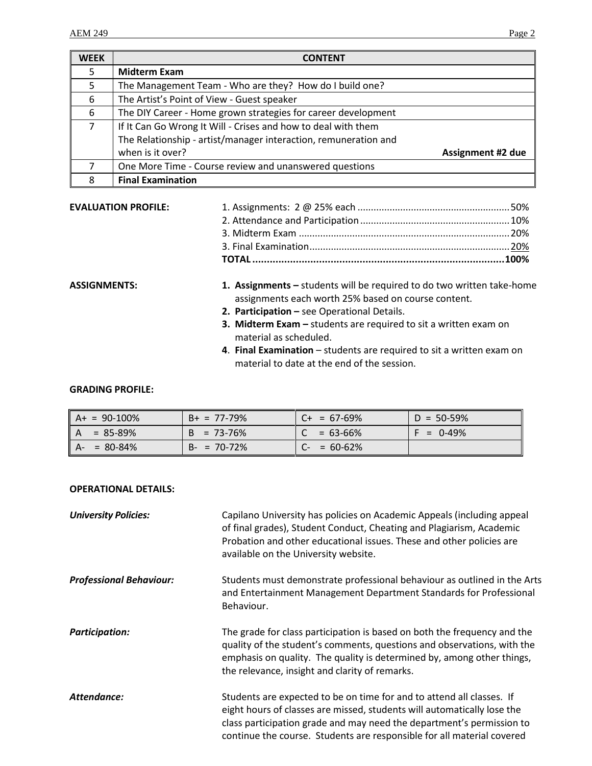| WEEK | CONTENT |
|---|---|
| 5 | **Midterm Exam** |
| 5 | The Management Team - Who are they? How do I build one? |
| 6 | The Artist's Point of View - Guest speaker |
| 6 | The DIY Career - Home grown strategies for career development |
| 7 | If It Can Go Wrong It Will - Crises and how to deal with them<br>The Relationship - artist/manager interaction, remuneration and when is it over? **Assignment #2 due** |
| 7 | One More Time - Course review and unanswered questions |
| 8 | **Final Examination** |

**EVALUATION PROFILE:**

1. Assignments: 2 @ 25% each .......... 50%
2. Attendance and Participation .......... 10%
3. Midterm Exam .......... 20%
3. Final Examination .......... 20%

**TOTAL .......... 100%**

**ASSIGNMENTS:**

1. **Assignments –** students will be required to do two written take-home assignments each worth 25% based on course content.
2. **Participation –** see Operational Details.
3. **Midterm Exam –** students are required to sit a written exam on material as scheduled.
4. **Final Examination** – students are required to sit a written exam on material to date at the end of the session.

**GRADING PROFILE:**

| | | | |
|---|---|---|---|
| A+ = 90-100% | B+ = 77-79% | C+ = 67-69% | D = 50-59% |
| A = 85-89% | B = 73-76% | C = 63-66% | F = 0-49% |
| A- = 80-84% | B- = 70-72% | C- = 60-62% | |

**OPERATIONAL DETAILS:**

***University Policies:*** Capilano University has policies on Academic Appeals (including appeal of final grades), Student Conduct, Cheating and Plagiarism, Academic Probation and other educational issues. These and other policies are available on the University website.

***Professional Behaviour:*** Students must demonstrate professional behaviour as outlined in the Arts and Entertainment Management Department Standards for Professional Behaviour.

***Participation:*** The grade for class participation is based on both the frequency and the quality of the student's comments, questions and observations, with the emphasis on quality. The quality is determined by, among other things, the relevance, insight and clarity of remarks.

***Attendance:*** Students are expected to be on time for and to attend all classes. If eight hours of classes are missed, students will automatically lose the class participation grade and may need the department's permission to continue the course. Students are responsible for all material covered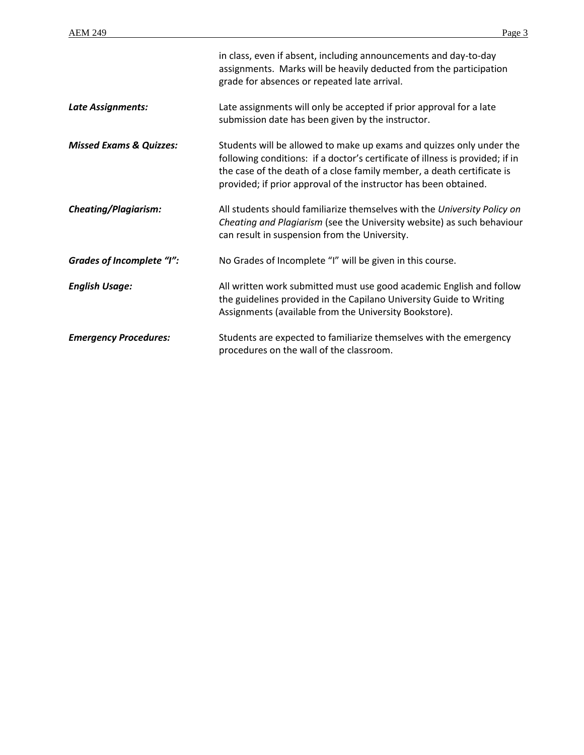in class, even if absent, including announcements and day-to-day assignments. Marks will be heavily deducted from the participation grade for absences or repeated late arrival.

***Late Assignments:*** Late assignments will only be accepted if prior approval for a late submission date has been given by the instructor.

***Missed Exams & Quizzes:*** Students will be allowed to make up exams and quizzes only under the following conditions: if a doctor's certificate of illness is provided; if in the case of the death of a close family member, a death certificate is provided; if prior approval of the instructor has been obtained.

***Cheating/Plagiarism:*** All students should familiarize themselves with the *University Policy on Cheating and Plagiarism* (see the University website) as such behaviour can result in suspension from the University.

***Grades of Incomplete "I":*** No Grades of Incomplete "I" will be given in this course.

***English Usage:*** All written work submitted must use good academic English and follow the guidelines provided in the Capilano University Guide to Writing Assignments (available from the University Bookstore).

***Emergency Procedures:*** Students are expected to familiarize themselves with the emergency procedures on the wall of the classroom.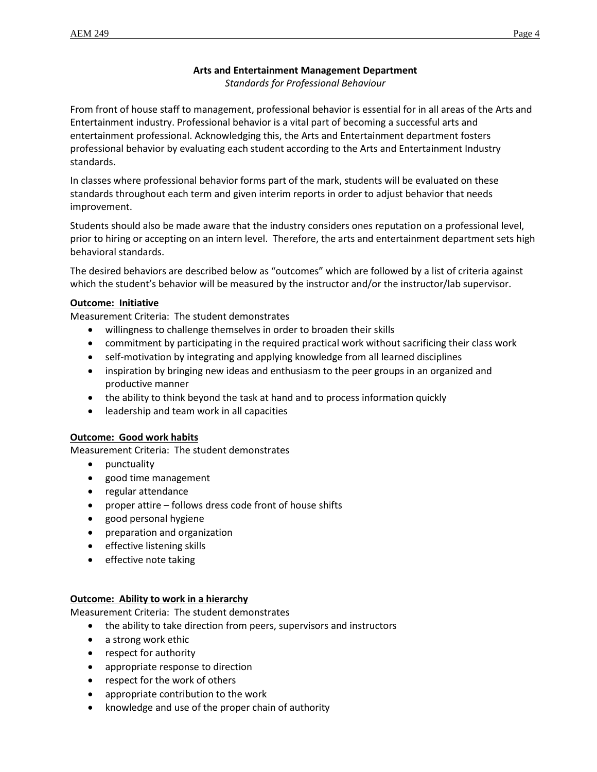**Arts and Entertainment Management Department**

*Standards for Professional Behaviour*

From front of house staff to management, professional behavior is essential for in all areas of the Arts and Entertainment industry. Professional behavior is a vital part of becoming a successful arts and entertainment professional. Acknowledging this, the Arts and Entertainment department fosters professional behavior by evaluating each student according to the Arts and Entertainment Industry standards.

In classes where professional behavior forms part of the mark, students will be evaluated on these standards throughout each term and given interim reports in order to adjust behavior that needs improvement.

Students should also be made aware that the industry considers ones reputation on a professional level, prior to hiring or accepting on an intern level. Therefore, the arts and entertainment department sets high behavioral standards.

The desired behaviors are described below as "outcomes" which are followed by a list of criteria against which the student's behavior will be measured by the instructor and/or the instructor/lab supervisor.

**Outcome: Initiative**

Measurement Criteria: The student demonstrates

- willingness to challenge themselves in order to broaden their skills
- commitment by participating in the required practical work without sacrificing their class work
- self-motivation by integrating and applying knowledge from all learned disciplines
- inspiration by bringing new ideas and enthusiasm to the peer groups in an organized and productive manner
- the ability to think beyond the task at hand and to process information quickly
- leadership and team work in all capacities

**Outcome: Good work habits**

Measurement Criteria: The student demonstrates

- punctuality
- good time management
- regular attendance
- proper attire – follows dress code front of house shifts
- good personal hygiene
- preparation and organization
- effective listening skills
- effective note taking

**Outcome: Ability to work in a hierarchy**

Measurement Criteria: The student demonstrates

- the ability to take direction from peers, supervisors and instructors
- a strong work ethic
- respect for authority
- appropriate response to direction
- respect for the work of others
- appropriate contribution to the work
- knowledge and use of the proper chain of authority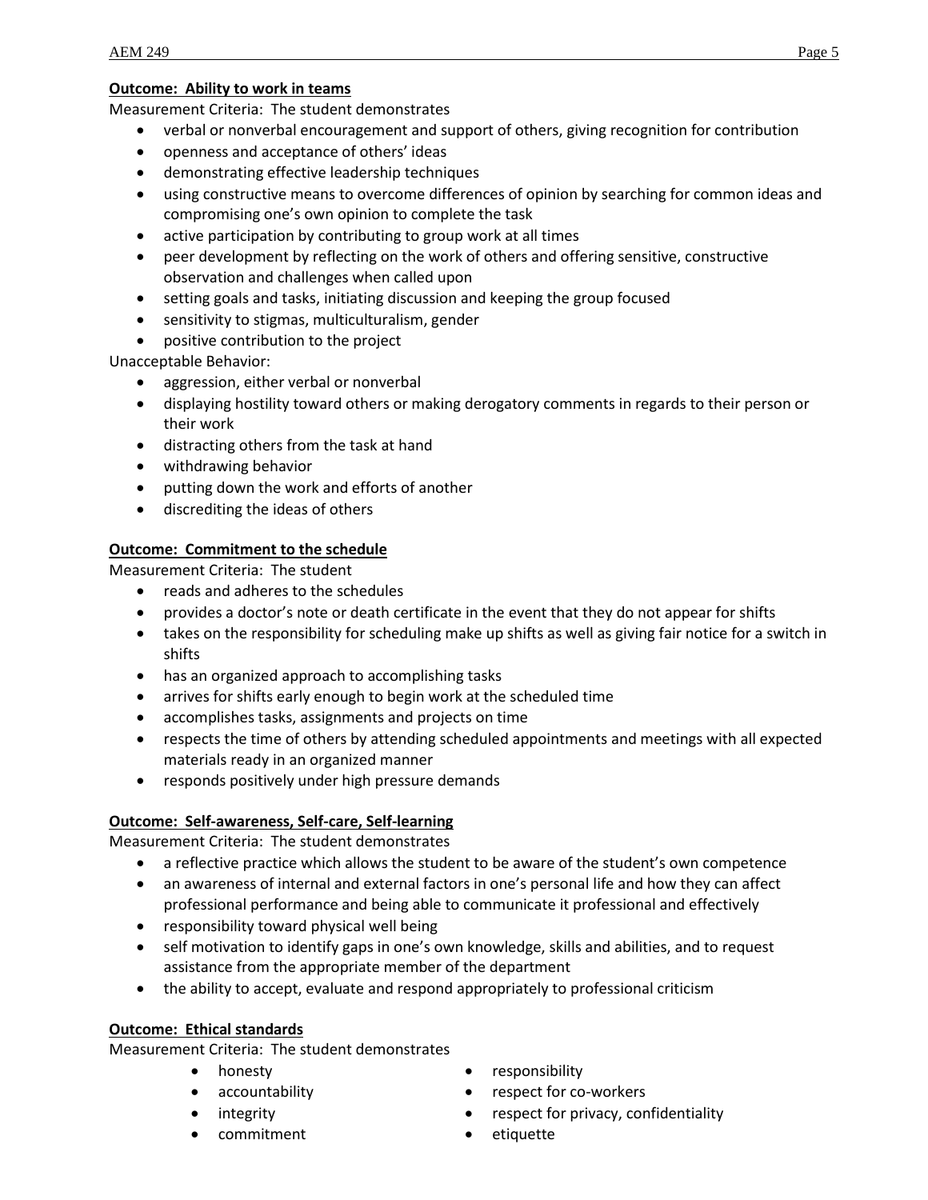**Outcome: Ability to work in teams**

Measurement Criteria: The student demonstrates

- verbal or nonverbal encouragement and support of others, giving recognition for contribution
- openness and acceptance of others' ideas
- demonstrating effective leadership techniques
- using constructive means to overcome differences of opinion by searching for common ideas and compromising one's own opinion to complete the task
- active participation by contributing to group work at all times
- peer development by reflecting on the work of others and offering sensitive, constructive observation and challenges when called upon
- setting goals and tasks, initiating discussion and keeping the group focused
- sensitivity to stigmas, multiculturalism, gender
- positive contribution to the project

Unacceptable Behavior:

- aggression, either verbal or nonverbal
- displaying hostility toward others or making derogatory comments in regards to their person or their work
- distracting others from the task at hand
- withdrawing behavior
- putting down the work and efforts of another
- discrediting the ideas of others

**Outcome: Commitment to the schedule**

Measurement Criteria: The student

- reads and adheres to the schedules
- provides a doctor's note or death certificate in the event that they do not appear for shifts
- takes on the responsibility for scheduling make up shifts as well as giving fair notice for a switch in shifts
- has an organized approach to accomplishing tasks
- arrives for shifts early enough to begin work at the scheduled time
- accomplishes tasks, assignments and projects on time
- respects the time of others by attending scheduled appointments and meetings with all expected materials ready in an organized manner
- responds positively under high pressure demands

**Outcome: Self-awareness, Self-care, Self-learning**

Measurement Criteria: The student demonstrates

- a reflective practice which allows the student to be aware of the student's own competence
- an awareness of internal and external factors in one's personal life and how they can affect professional performance and being able to communicate it professional and effectively
- responsibility toward physical well being
- self motivation to identify gaps in one's own knowledge, skills and abilities, and to request assistance from the appropriate member of the department
- the ability to accept, evaluate and respond appropriately to professional criticism

**Outcome: Ethical standards**

Measurement Criteria: The student demonstrates

- honesty
- accountability
- integrity
- commitment
- responsibility
- respect for co-workers
- respect for privacy, confidentiality
- etiquette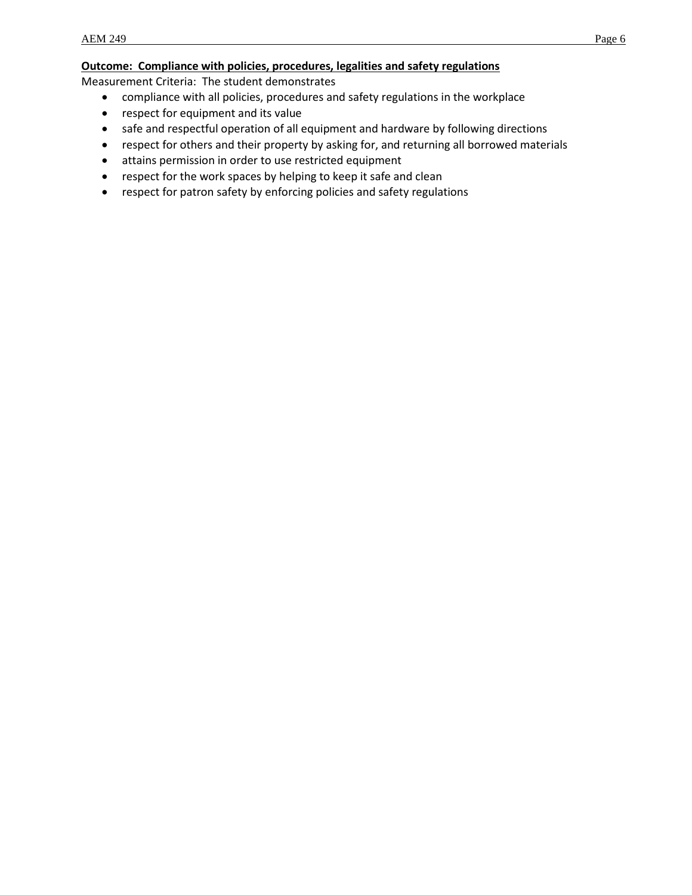**Outcome: Compliance with policies, procedures, legalities and safety regulations**

Measurement Criteria: The student demonstrates

- compliance with all policies, procedures and safety regulations in the workplace
- respect for equipment and its value
- safe and respectful operation of all equipment and hardware by following directions
- respect for others and their property by asking for, and returning all borrowed materials
- attains permission in order to use restricted equipment
- respect for the work spaces by helping to keep it safe and clean
- respect for patron safety by enforcing policies and safety regulations